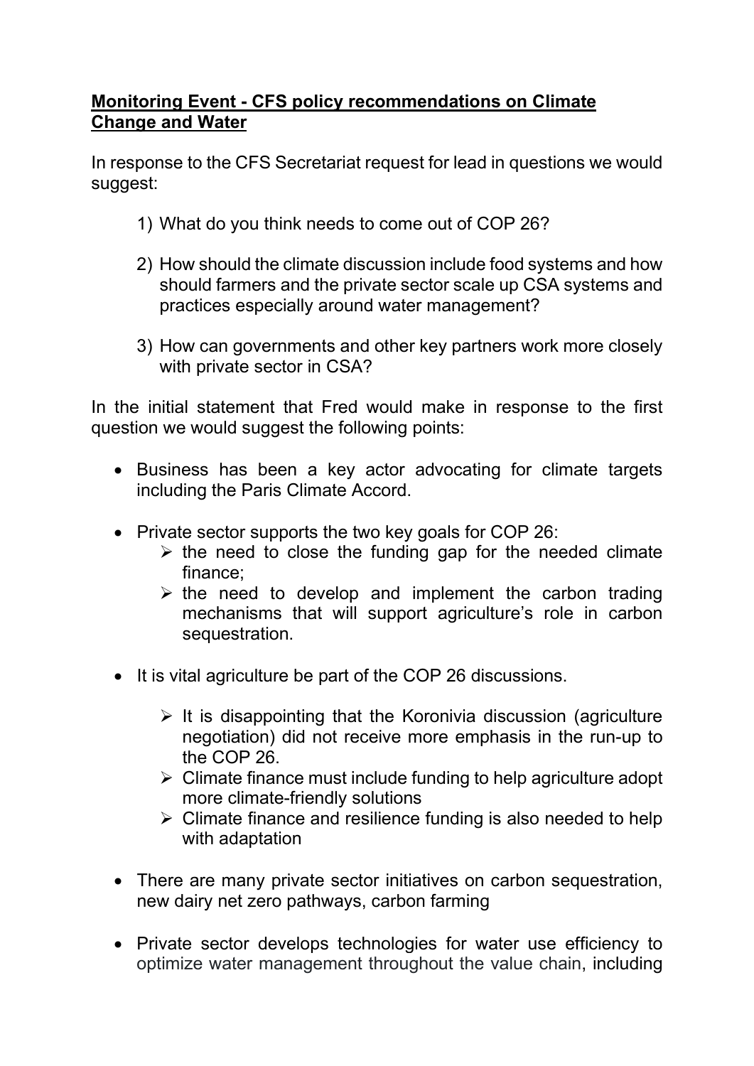**Monitoring Event - CFS policy recommendations on Climate Change and Water**

In response to the CFS Secretariat request for lead in questions we would suggest:

1) What do you think needs to come out of COP 26?

2) How should the climate discussion include food systems and how should farmers and the private sector scale up CSA systems and practices especially around water management?

3) How can governments and other key partners work more closely with private sector in CSA?

In the initial statement that Fred would make in response to the first question we would suggest the following points:

- Business has been a key actor advocating for climate targets including the Paris Climate Accord.

- Private sector supports the two key goals for COP 26:
  - the need to close the funding gap for the needed climate finance;
  - the need to develop and implement the carbon trading mechanisms that will support agriculture's role in carbon sequestration.

- It is vital agriculture be part of the COP 26 discussions.
  - It is disappointing that the Koronivia discussion (agriculture negotiation) did not receive more emphasis in the run-up to the COP 26.
  - Climate finance must include funding to help agriculture adopt more climate-friendly solutions
  - Climate finance and resilience funding is also needed to help with adaptation

- There are many private sector initiatives on carbon sequestration, new dairy net zero pathways, carbon farming

- Private sector develops technologies for water use efficiency to optimize water management throughout the value chain, including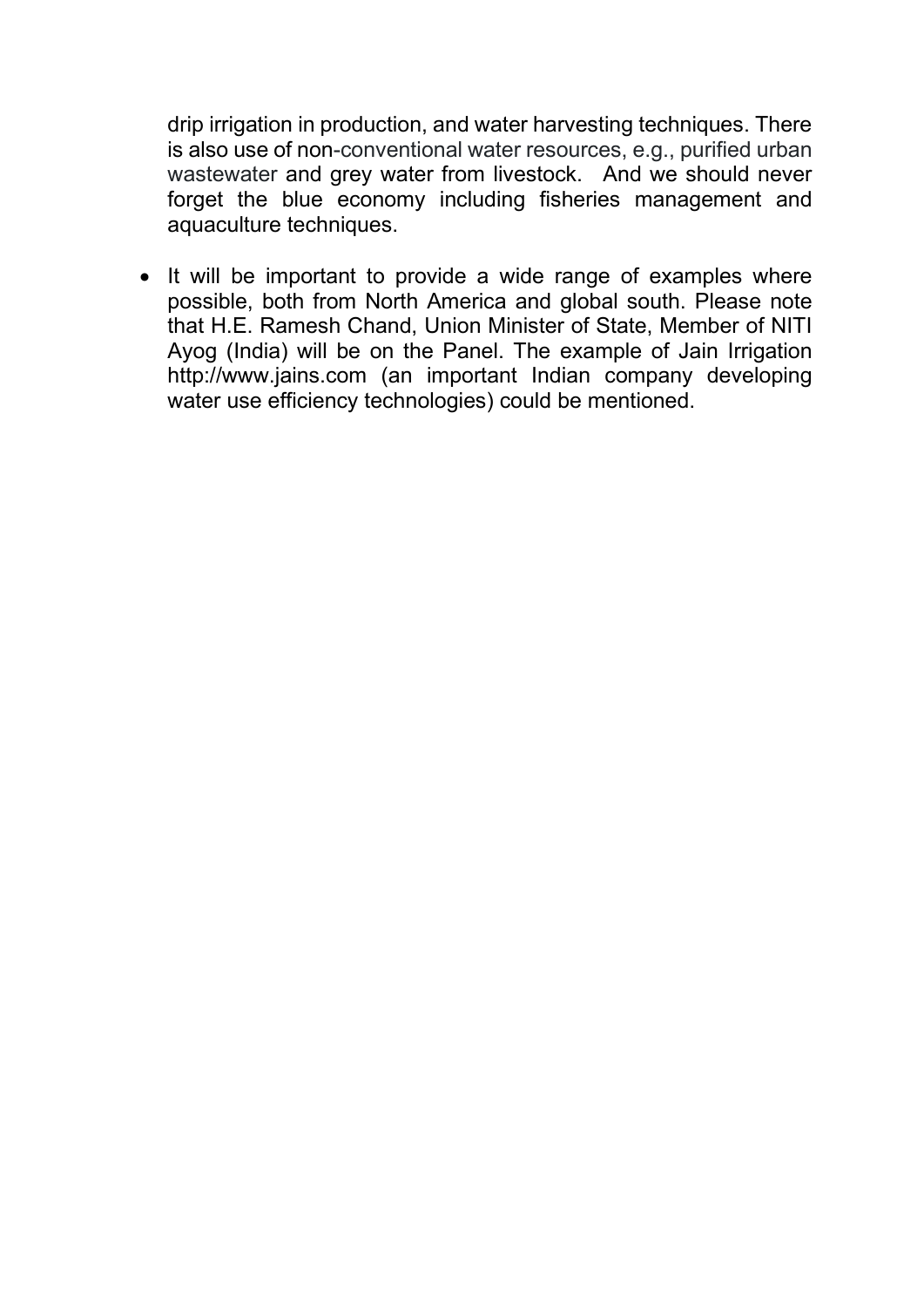drip irrigation in production, and water harvesting techniques. There is also use of non-conventional water resources, e.g., purified urban wastewater and grey water from livestock. And we should never forget the blue economy including fisheries management and aquaculture techniques.

- It will be important to provide a wide range of examples where possible, both from North America and global south. Please note that H.E. Ramesh Chand, Union Minister of State, Member of NITI Ayog (India) will be on the Panel. The example of Jain Irrigation http://www.jains.com (an important Indian company developing water use efficiency technologies) could be mentioned.